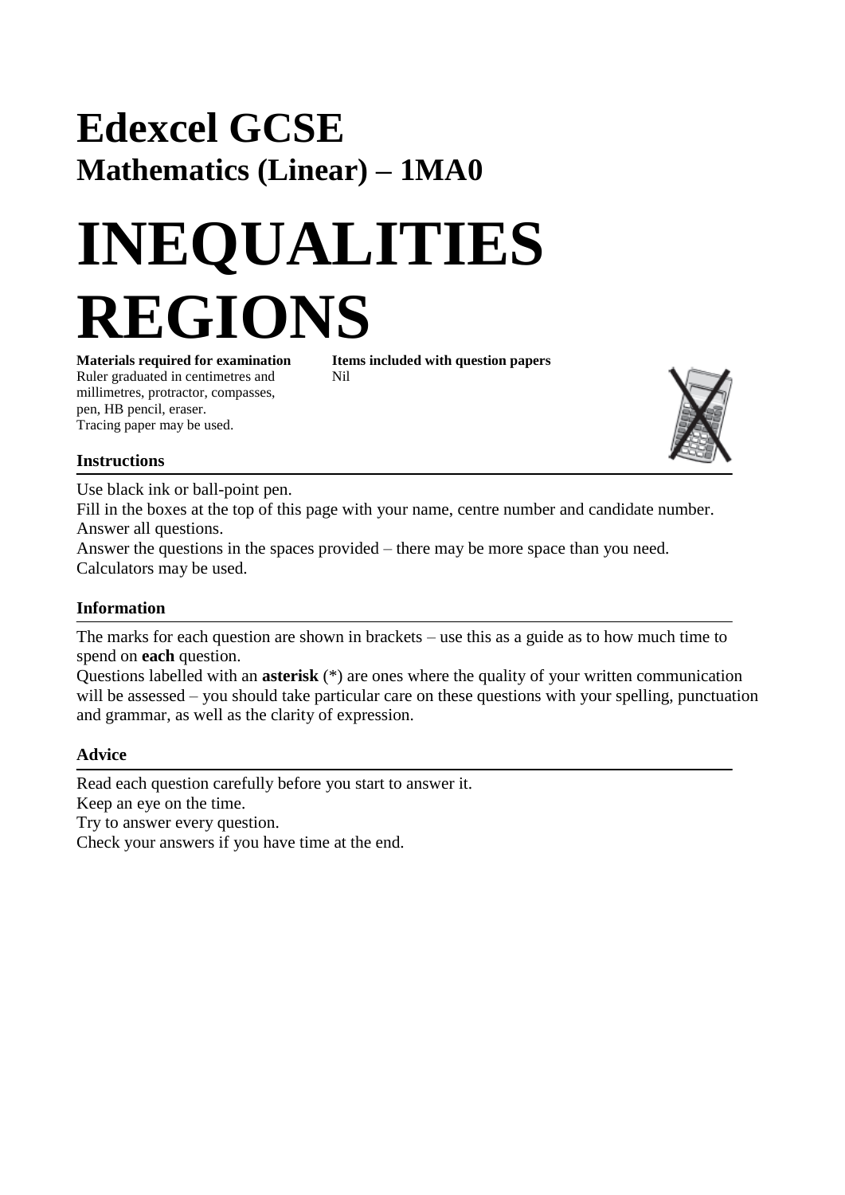# Edexcel GCSE

## Mathematics (Linear) – 1MA0

# INEQUALITIES REGIONS

**Materials required for examination**
Ruler graduated in centimetres and millimetres, protractor, compasses, pen, HB pencil, eraser.
Tracing paper may be used.

**Items included with question papers**
Nil

### Instructions

Use black ink or ball-point pen.
Fill in the boxes at the top of this page with your name, centre number and candidate number.
Answer all questions.
Answer the questions in the spaces provided – there may be more space than you need.
Calculators may be used.

### Information

The marks for each question are shown in brackets – use this as a guide as to how much time to spend on **each** question.
Questions labelled with an **asterisk** (*) are ones where the quality of your written communication will be assessed – you should take particular care on these questions with your spelling, punctuation and grammar, as well as the clarity of expression.

### Advice

Read each question carefully before you start to answer it.
Keep an eye on the time.
Try to answer every question.
Check your answers if you have time at the end.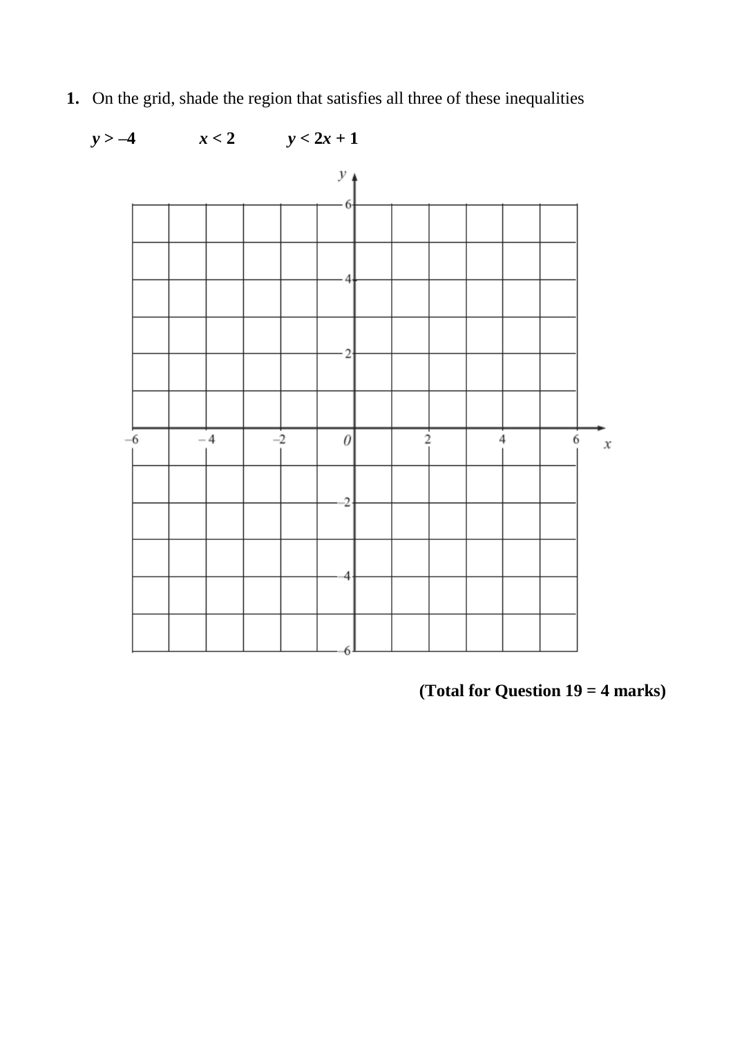**1.** On the grid, shade the region that satisfies all three of these inequalities

$y > -4$ $x < 2$ $y < 2x + 1$

**(Total for Question 19 = 4 marks)**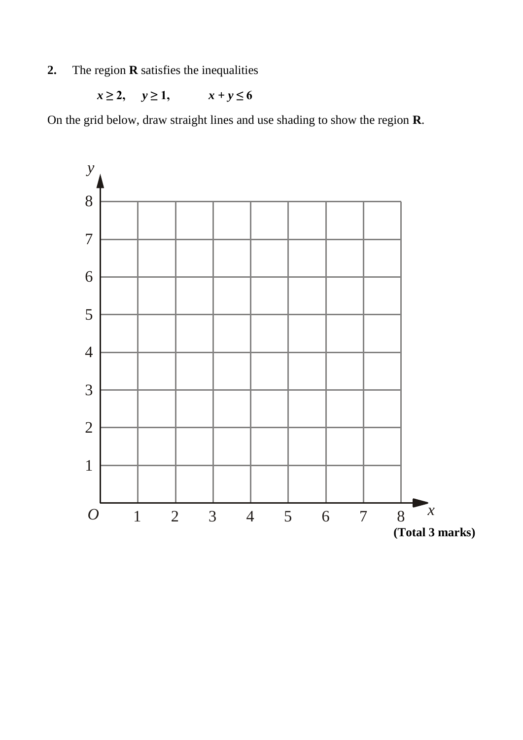**2.** The region **R** satisfies the inequalities

$$x \geq 2, \quad y \geq 1, \quad x + y \leq 6$$

On the grid below, draw straight lines and use shading to show the region **R**.

**(Total 3 marks)**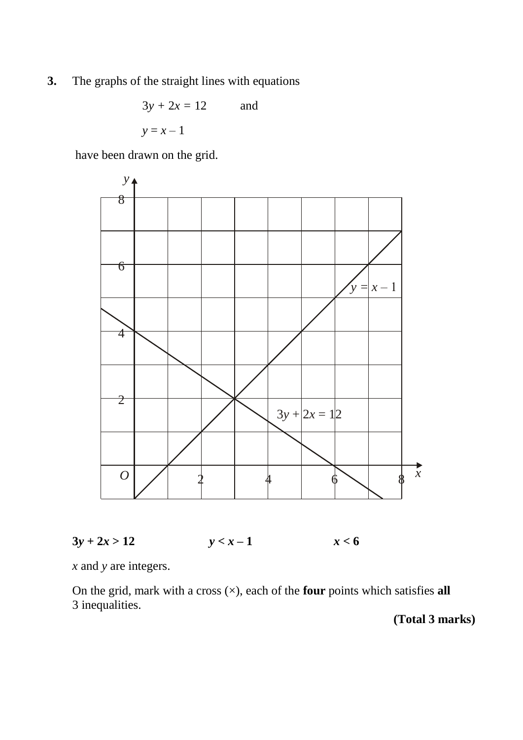**3.** The graphs of the straight lines with equations

$$3y + 2x = 12 \quad \text{and}$$

$$y = x - 1$$

have been drawn on the grid.

**$3y + 2x > 12$** **$y < x - 1$** **$x < 6$**

$x$ and $y$ are integers.

On the grid, mark with a cross (×), each of the **four** points which satisfies **all** 3 inequalities.

**(Total 3 marks)**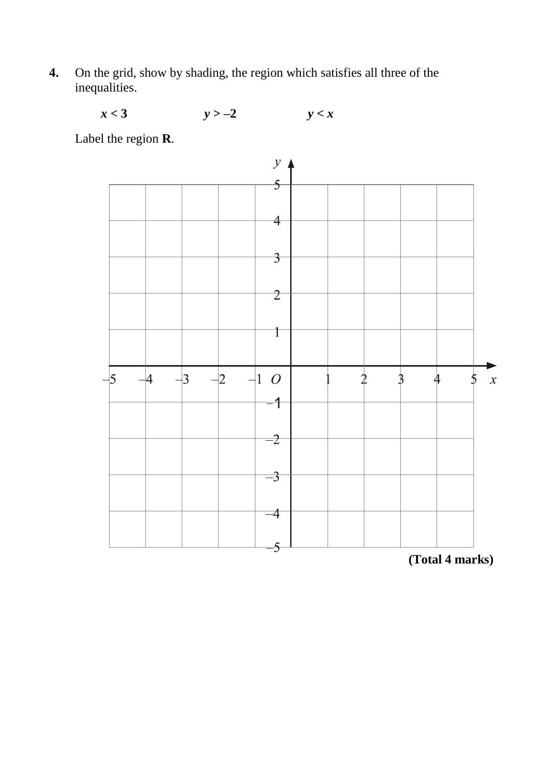**4.** On the grid, show by shading, the region which satisfies all three of the inequalities.

$x < 3$ $y > -2$ $y < x$

Label the region **R**.

**(Total 4 marks)**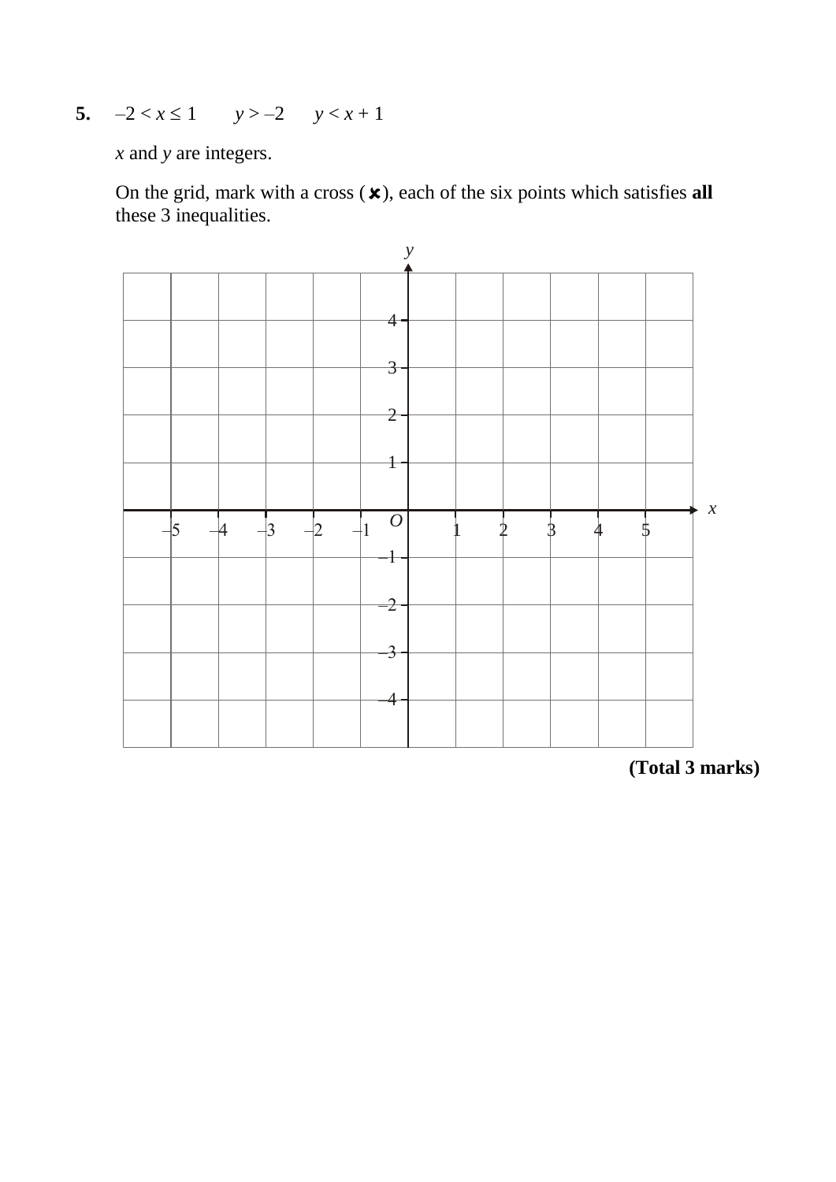**5.** $-2 < x \leq 1 \qquad y > -2 \qquad y < x + 1$

$x$ and $y$ are integers.

On the grid, mark with a cross (✖), each of the six points which satisfies **all** these 3 inequalities.

**(Total 3 marks)**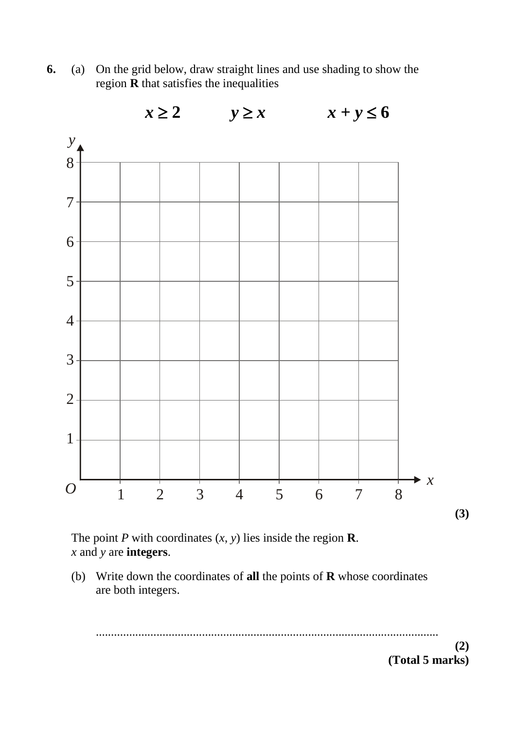**6.** (a) On the grid below, draw straight lines and use shading to show the region **R** that satisfies the inequalities

$$x \geq 2 \qquad y \geq x \qquad x + y \leq 6$$

**(3)**

The point $P$ with coordinates $(x, y)$ lies inside the region **R**.
$x$ and $y$ are **integers**.

(b) Write down the coordinates of **all** the points of **R** whose coordinates are both integers.

..............................................................................................................

**(2)**

**(Total 5 marks)**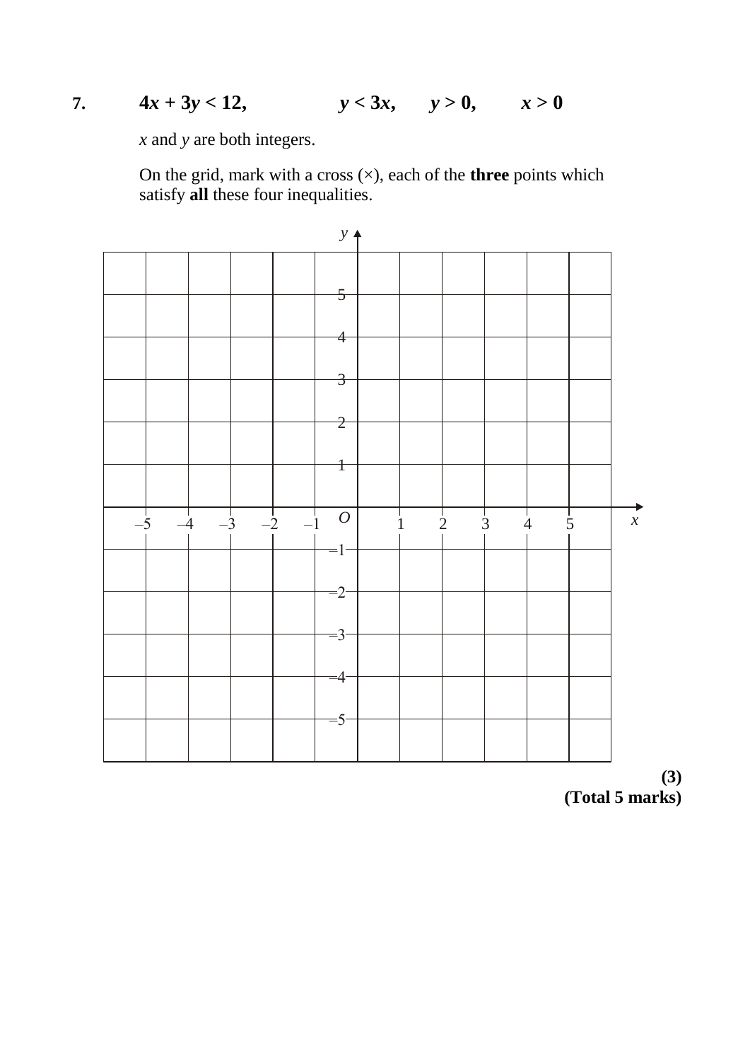**7.** $4x + 3y < 12,$ $y < 3x,$ $y > 0,$ $x > 0$

$x$ and $y$ are both integers.

On the grid, mark with a cross (×), each of the **three** points which satisfy **all** these four inequalities.

y

5
4
3
2
1
O
–1
–2
–3
–4
–5

–5 –4 –3 –2 –1 1 2 3 4 5 x

**(3)**
**(Total 5 marks)**